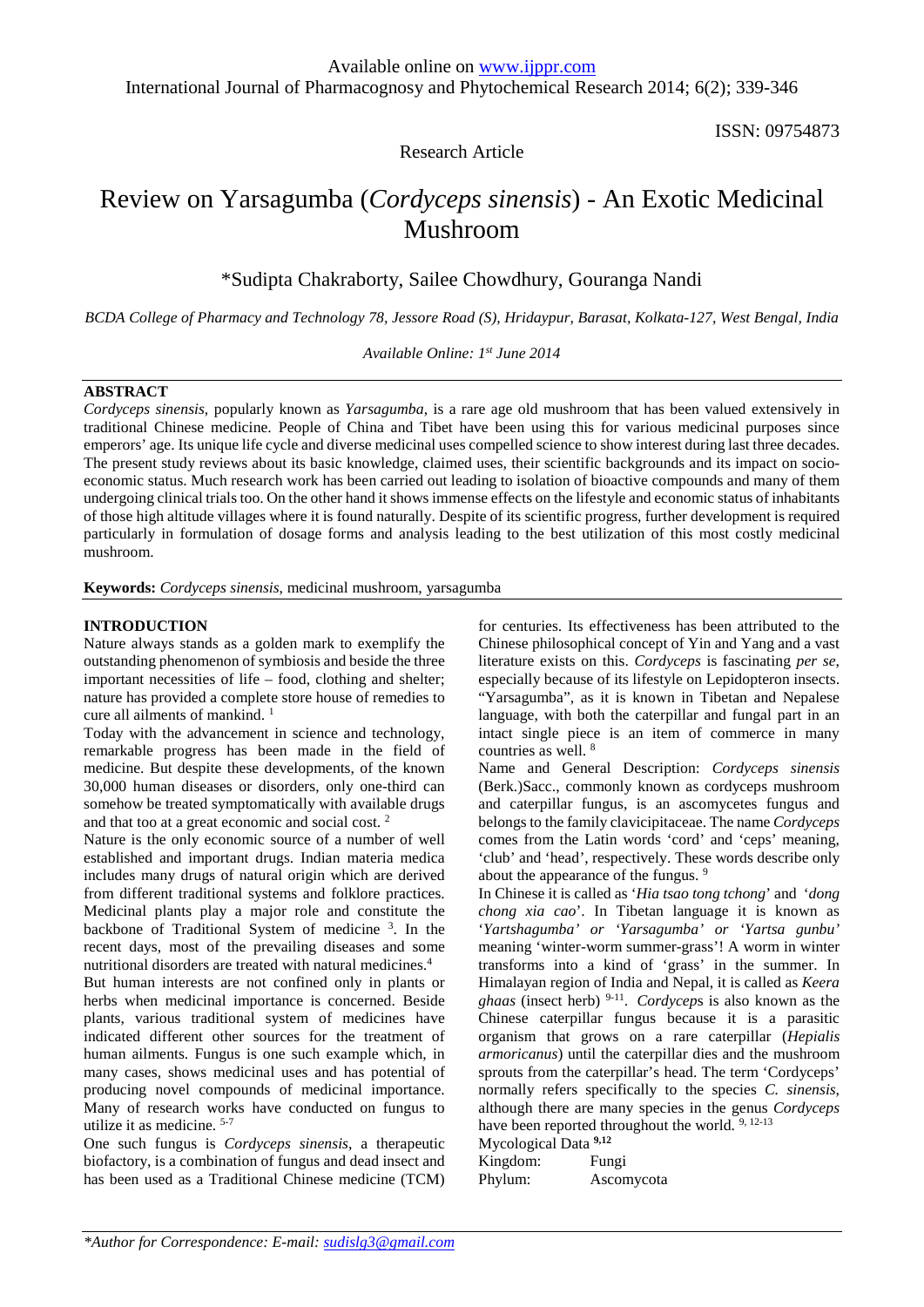Research Article

# Review on Yarsagumba (*Cordyceps sinensis*) - An Exotic Medicinal Mushroom

\*Sudipta Chakraborty, Sailee Chowdhury, Gouranga Nandi

*BCDA College of Pharmacy and Technology 78, Jessore Road (S), Hridaypur, Barasat, Kolkata-127, West Bengal, India*

*Available Online: 1st June 2014*

## ABSTRACT

*Cordyceps sinensis*, popularly known as *Yarsagumba*, is a rare age old mushroom that has been valued extensively in traditional Chinese medicine. People of China and Tibet have been using this for various medicinal purposes since emperors' age. Its unique life cycle and diverse medicinal uses compelled science to show interest during last three decades. The present study reviews about its basic knowledge, claimed uses, their scientific backgrounds and its impact on socio-economic status. Much research work has been carried out leading to isolation of bioactive compounds and many of them undergoing clinical trials too. On the other hand it shows immense effects on the lifestyle and economic status of inhabitants of those high altitude villages where it is found naturally. Despite of its scientific progress, further development is required particularly in formulation of dosage forms and analysis leading to the best utilization of this most costly medicinal mushroom.

**Keywords:** *Cordyceps sinensis,* medicinal mushroom, yarsagumba

## INTRODUCTION

Nature always stands as a golden mark to exemplify the outstanding phenomenon of symbiosis and beside the three important necessities of life – food, clothing and shelter; nature has provided a complete store house of remedies to cure all ailments of mankind. [1]

Today with the advancement in science and technology, remarkable progress has been made in the field of medicine. But despite these developments, of the known 30,000 human diseases or disorders, only one-third can somehow be treated symptomatically with available drugs and that too at a great economic and social cost. [2]

Nature is the only economic source of a number of well established and important drugs. Indian materia medica includes many drugs of natural origin which are derived from different traditional systems and folklore practices. Medicinal plants play a major role and constitute the backbone of Traditional System of medicine [3]. In the recent days, most of the prevailing diseases and some nutritional disorders are treated with natural medicines.[4]

But human interests are not confined only in plants or herbs when medicinal importance is concerned. Beside plants, various traditional system of medicines have indicated different other sources for the treatment of human ailments. Fungus is one such example which, in many cases, shows medicinal uses and has potential of producing novel compounds of medicinal importance. Many of research works have conducted on fungus to utilize it as medicine. [5-7]

One such fungus is *Cordyceps sinensis*, a therapeutic biofactory, is a combination of fungus and dead insect and has been used as a Traditional Chinese medicine (TCM) for centuries. Its effectiveness has been attributed to the Chinese philosophical concept of Yin and Yang and a vast literature exists on this. *Cordyceps* is fascinating *per se*, especially because of its lifestyle on Lepidopteron insects. "Yarsagumba", as it is known in Tibetan and Nepalese language, with both the caterpillar and fungal part in an intact single piece is an item of commerce in many countries as well. [8]

Name and General Description: *Cordyceps sinensis* (Berk.)Sacc., commonly known as cordyceps mushroom and caterpillar fungus, is an ascomycetes fungus and belongs to the family clavicipitaceae. The name *Cordyceps* comes from the Latin words 'cord' and 'ceps' meaning, 'club' and 'head', respectively. These words describe only about the appearance of the fungus. [9]

In Chinese it is called as '*Hia tsao tong tchong*' and '*dong chong xia cao*'. In Tibetan language it is known as '*Yartshagumba' or 'Yarsagumba' or 'Yartsa gunbu'* meaning 'winter-worm summer-grass'! A worm in winter transforms into a kind of 'grass' in the summer. In Himalayan region of India and Nepal, it is called as *Keera ghaas* (insect herb) [9-11]. *Cordyceps* is also known as the Chinese caterpillar fungus because it is a parasitic organism that grows on a rare caterpillar (*Hepialis armoricanus*) until the caterpillar dies and the mushroom sprouts from the caterpillar's head. The term 'Cordyceps' normally refers specifically to the species *C. sinensis,* although there are many species in the genus *Cordyceps* have been reported throughout the world. [9, 12-13]

Mycological Data [9,12]

| | |
|---|---|
| Kingdom: | Fungi |
| Phylum: | Ascomycota |

*\*Author for Correspondence: E-mail: sudislg3@gmail.com*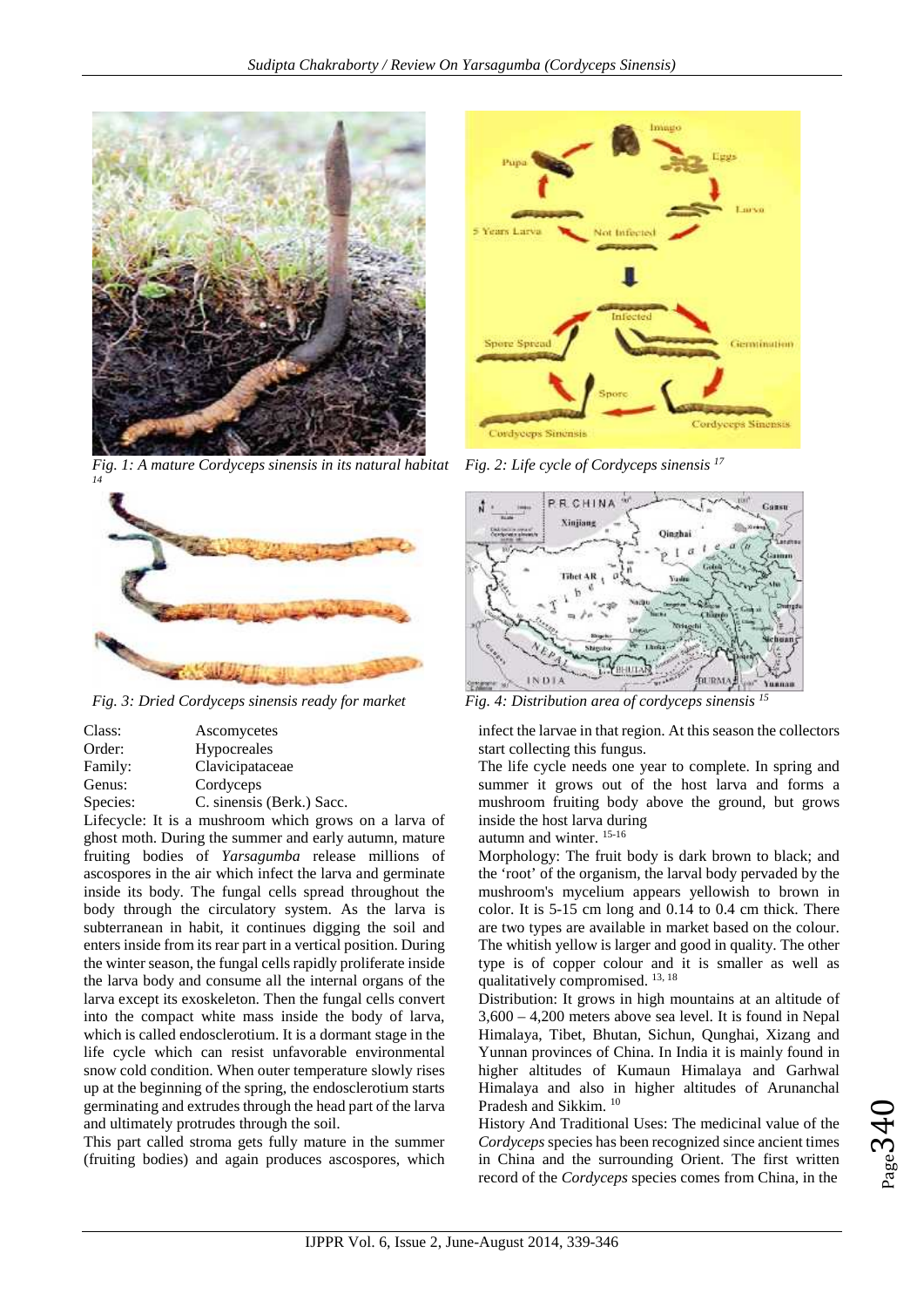Fig. 1: A mature Cordyceps sinensis in its natural habitat [14]

Fig. 2: Life cycle of Cordyceps sinensis [17]

Fig. 3: Dried Cordyceps sinensis ready for market

Fig. 4: Distribution area of cordyceps sinensis [15]

| | |
|---|---|
| Class: | Ascomycetes |
| Order: | Hypocreales |
| Family: | Clavicipataceae |
| Genus: | Cordyceps |
| Species: | C. sinensis (Berk.) Sacc. |

Lifecycle: It is a mushroom which grows on a larva of ghost moth. During the summer and early autumn, mature fruiting bodies of *Yarsagumba* release millions of ascospores in the air which infect the larva and germinate inside its body. The fungal cells spread throughout the body through the circulatory system. As the larva is subterranean in habit, it continues digging the soil and enters inside from its rear part in a vertical position. During the winter season, the fungal cells rapidly proliferate inside the larva body and consume all the internal organs of the larva except its exoskeleton. Then the fungal cells convert into the compact white mass inside the body of larva, which is called endosclerotium. It is a dormant stage in the life cycle which can resist unfavorable environmental snow cold condition. When outer temperature slowly rises up at the beginning of the spring, the endosclerotium starts germinating and extrudes through the head part of the larva and ultimately protrudes through the soil.

This part called stroma gets fully mature in the summer (fruiting bodies) and again produces ascospores, which infect the larvae in that region. At this season the collectors start collecting this fungus.

The life cycle needs one year to complete. In spring and summer it grows out of the host larva and forms a mushroom fruiting body above the ground, but grows inside the host larva during autumn and winter. [15-16]

Morphology: The fruit body is dark brown to black; and the 'root' of the organism, the larval body pervaded by the mushroom's mycelium appears yellowish to brown in color. It is 5-15 cm long and 0.14 to 0.4 cm thick. There are two types are available in market based on the colour. The whitish yellow is larger and good in quality. The other type is of copper colour and it is smaller as well as qualitatively compromised. [13, 18]

Distribution: It grows in high mountains at an altitude of 3,600 – 4,200 meters above sea level. It is found in Nepal Himalaya, Tibet, Bhutan, Sichun, Qunghai, Xizang and Yunnan provinces of China. In India it is mainly found in higher altitudes of Kumaun Himalaya and Garhwal Himalaya and also in higher altitudes of Arunanchal Pradesh and Sikkim. [10]

History And Traditional Uses: The medicinal value of the *Cordyceps* species has been recognized since ancient times in China and the surrounding Orient. The first written record of the *Cordyceps* species comes from China, in the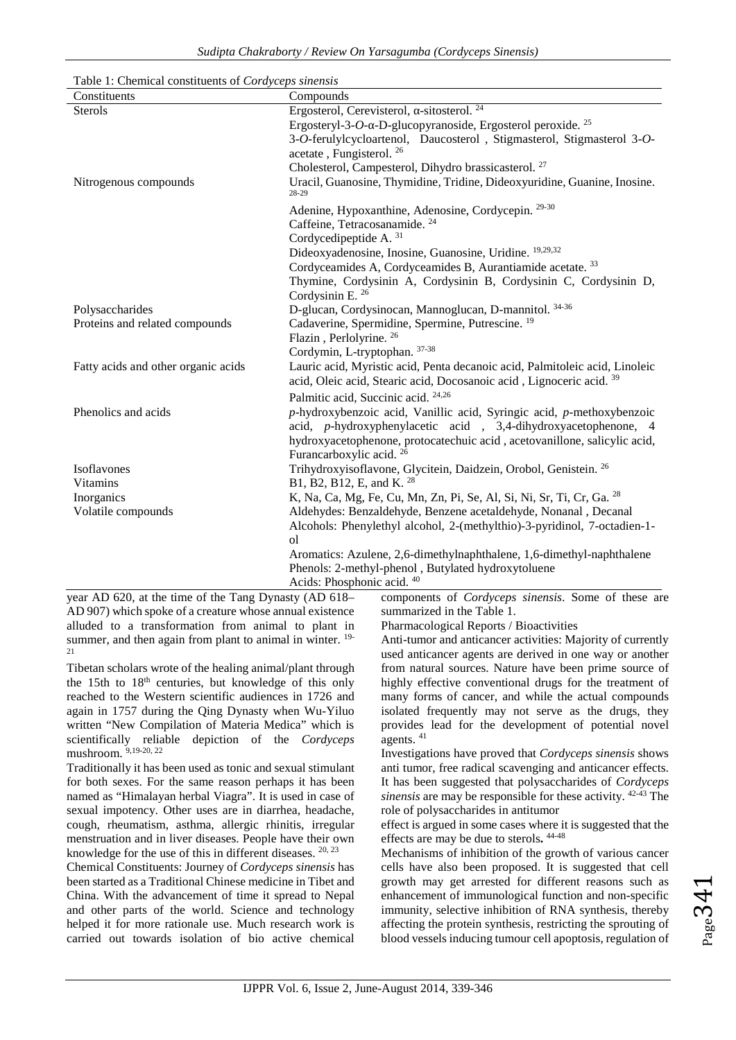Table 1: Chemical constituents of *Cordyceps sinensis*

| Constituents | Compounds |
|---|---|
| Sterols | Ergosterol, Cerevisterol, α-sitosterol. [24] |
| | Ergosteryl-3-*O*-α-D-glucopyranoside, Ergosterol peroxide. [25] |
| | 3-*O*-ferulylcycloartenol, Daucosterol , Stigmasterol, Stigmasterol 3-*O*-acetate , Fungisterol. [26] |
| | Cholesterol, Campesterol, Dihydro brassicasterol. [27] |
| Nitrogenous compounds | Uracil, Guanosine, Thymidine, Tridine, Dideoxyuridine, Guanine, Inosine. [28-29] |
| | Adenine, Hypoxanthine, Adenosine, Cordycepin. [29-30] |
| | Caffeine, Tetracosanamide. [24] |
| | Cordycedipeptide A. [31] |
| | Dideoxyadenosine, Inosine, Guanosine, Uridine. [19,29,32] |
| | Cordyceamides A, Cordyceamides B, Aurantiamide acetate. [33] |
| | Thymine, Cordysinin A, Cordysinin B, Cordysinin C, Cordysinin D, Cordysinin E. [26] |
| Polysaccharides | D-glucan, Cordysinocan, Mannoglucan, D-mannitol. [34-36] |
| Proteins and related compounds | Cadaverine, Spermidine, Spermine, Putrescine. [19] |
| | Flazin , Perlolyrine. [26] |
| | Cordymin, L-tryptophan. [37-38] |
| Fatty acids and other organic acids | Lauric acid, Myristic acid, Penta decanoic acid, Palmitoleic acid, Linoleic acid, Oleic acid, Stearic acid, Docosanoic acid , Lignoceric acid. [39] |
| | Palmitic acid, Succinic acid. [24,26] |
| Phenolics and acids | *p*-hydroxybenzoic acid, Vanillic acid, Syringic acid, *p*-methoxybenzoic acid, *p*-hydroxyphenylacetic acid , 3,4-dihydroxyacetophenone, 4 hydroxyacetophenone, protocatechuic acid , acetovanillone, salicylic acid, Furancarboxylic acid. [26] |
| Isoflavones | Trihydroxyisoflavone, Glycitein, Daidzein, Orobol, Genistein. [26] |
| Vitamins | B1, B2, B12, E, and K. [28] |
| Inorganics | K, Na, Ca, Mg, Fe, Cu, Mn, Zn, Pi, Se, Al, Si, Ni, Sr, Ti, Cr, Ga. [28] |
| Volatile compounds | Aldehydes: Benzaldehyde, Benzene acetaldehyde, Nonanal , Decanal |
| | Alcohols: Phenylethyl alcohol, 2-(methylthio)-3-pyridinol, 7-octadien-1-ol |
| | Aromatics: Azulene, 2,6-dimethylnaphthalene, 1,6-dimethyl-naphthalene |
| | Phenols: 2-methyl-phenol , Butylated hydroxytoluene |
| | Acids: Phosphonic acid. [40] |

year AD 620, at the time of the Tang Dynasty (AD 618–AD 907) which spoke of a creature whose annual existence alluded to a transformation from animal to plant in summer, and then again from plant to animal in winter. [19-21]

Tibetan scholars wrote of the healing animal/plant through the 15th to 18th centuries, but knowledge of this only reached to the Western scientific audiences in 1726 and again in 1757 during the Qing Dynasty when Wu-Yiluo written "New Compilation of Materia Medica" which is scientifically reliable depiction of the *Cordyceps* mushroom. [9,19-20, 22]

Traditionally it has been used as tonic and sexual stimulant for both sexes. For the same reason perhaps it has been named as "Himalayan herbal Viagra". It is used in case of sexual impotency. Other uses are in diarrhea, headache, cough, rheumatism, asthma, allergic rhinitis, irregular menstruation and in liver diseases. People have their own knowledge for the use of this in different diseases. [20, 23]

Chemical Constituents: Journey of *Cordyceps sinensis* has been started as a Traditional Chinese medicine in Tibet and China. With the advancement of time it spread to Nepal and other parts of the world. Science and technology helped it for more rationale use. Much research work is carried out towards isolation of bio active chemical components of *Cordyceps sinensis*. Some of these are summarized in the Table 1.

Pharmacological Reports / Bioactivities

Anti-tumor and anticancer activities: Majority of currently used anticancer agents are derived in one way or another from natural sources. Nature have been prime source of highly effective conventional drugs for the treatment of many forms of cancer, and while the actual compounds isolated frequently may not serve as the drugs, they provides lead for the development of potential novel agents. [41]

Investigations have proved that *Cordyceps sinensis* shows anti tumor, free radical scavenging and anticancer effects. It has been suggested that polysaccharides of *Cordyceps sinensis* are may be responsible for these activity. [42-43] The role of polysaccharides in antitumor effect is argued in some cases where it is suggested that the effects are may be due to sterols**.** [44-48]

Mechanisms of inhibition of the growth of various cancer cells have also been proposed. It is suggested that cell growth may get arrested for different reasons such as enhancement of immunological function and non-specific immunity, selective inhibition of RNA synthesis, thereby affecting the protein synthesis, restricting the sprouting of blood vessels inducing tumour cell apoptosis, regulation of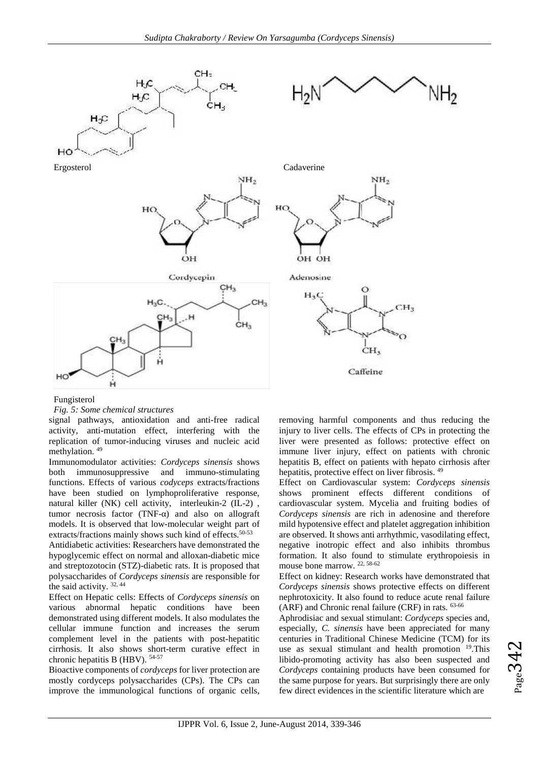Ergosterol

Cadaverine

Cordycepin

Adenosine

Fungisterol

Caffeine

*Fig. 5: Some chemical structures*

signal pathways, antioxidation and anti-free radical activity, anti-mutation effect, interfering with the replication of tumor-inducing viruses and nucleic acid methylation. [49]

Immunomodulator activities: *Cordyceps sinensis* shows both immunosuppressive and immuno-stimulating functions. Effects of various *codyceps* extracts/fractions have been studied on lymphoproliferative response, natural killer (NK) cell activity, interleukin-2 (IL-2) , tumor necrosis factor (TNF-α) and also on allograft models. It is observed that low-molecular weight part of extracts/fractions mainly shows such kind of effects.[50-53]

Antidiabetic activities: Researchers have demonstrated the hypoglycemic effect on normal and alloxan-diabetic mice and streptozotocin (STZ)-diabetic rats. It is proposed that polysaccharides of *Cordyceps sinensis* are responsible for the said activity. [32, 44]

Effect on Hepatic cells: Effects of *Cordyceps sinensis* on various abnormal hepatic conditions have been demonstrated using different models. It also modulates the cellular immune function and increases the serum complement level in the patients with post-hepatitic cirrhosis. It also shows short-term curative effect in chronic hepatitis B (HBV). [54-57]

Bioactive components of *cordyceps* for liver protection are mostly cordyceps polysaccharides (CPs). The CPs can improve the immunological functions of organic cells, removing harmful components and thus reducing the injury to liver cells. The effects of CPs in protecting the liver were presented as follows: protective effect on immune liver injury, effect on patients with chronic hepatitis B, effect on patients with hepato cirrhosis after hepatitis, protective effect on liver fibrosis. [49]

Effect on Cardiovascular system: *Cordyceps sinensis* shows prominent effects different conditions of cardiovascular system. Mycelia and fruiting bodies of *Cordyceps sinensis* are rich in adenosine and therefore mild hypotensive effect and platelet aggregation inhibition are observed. It shows anti arrhythmic, vasodilating effect, negative inotropic effect and also inhibits thrombus formation. It also found to stimulate erythropoiesis in mouse bone marrow. [22, 58-62]

Effect on kidney: Research works have demonstrated that *Cordyceps sinensis* shows protective effects on different nephrotoxicity. It also found to reduce acute renal failure (ARF) and Chronic renal failure (CRF) in rats. [63-66]

Aphrodisiac and sexual stimulant: *Cordyceps* species and, especially, *C. sinensis* have been appreciated for many centuries in Traditional Chinese Medicine (TCM) for its use as sexual stimulant and health promotion [19].This libido-promoting activity has also been suspected and *Cordyceps* containing products have been consumed for the same purpose for years. But surprisingly there are only few direct evidences in the scientific literature which are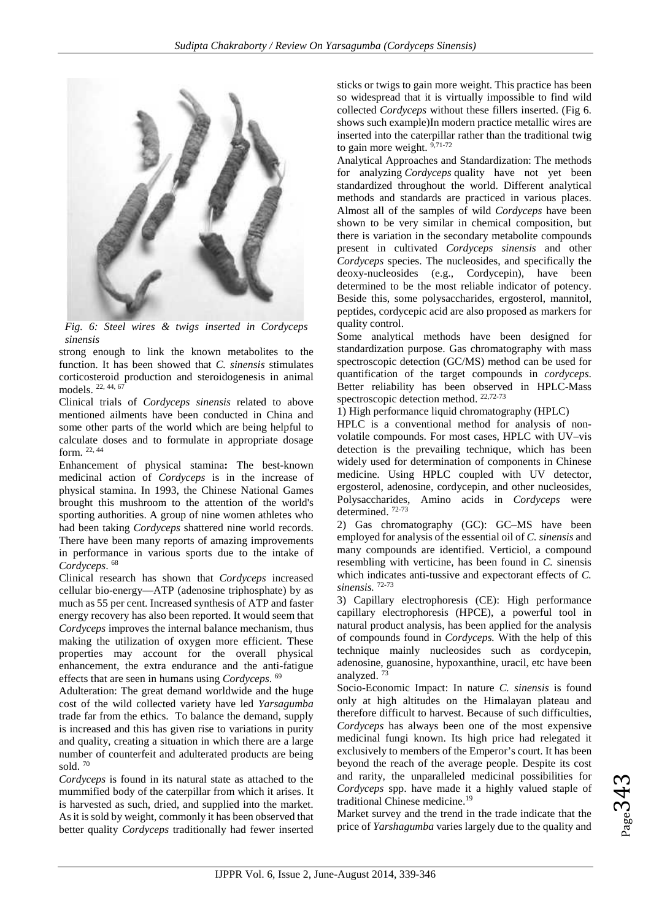*Fig. 6: Steel wires & twigs inserted in Cordyceps sinensis*

strong enough to link the known metabolites to the function. It has been showed that *C. sinensis* stimulates corticosteroid production and steroidogenesis in animal models. [22, 44, 67]

Clinical trials of *Cordyceps sinensis* related to above mentioned ailments have been conducted in China and some other parts of the world which are being helpful to calculate doses and to formulate in appropriate dosage form. [22, 44]

**Enhancement of physical stamina:** The best-known medicinal action of *Cordyceps* is in the increase of physical stamina. In 1993, the Chinese National Games brought this mushroom to the attention of the world's sporting authorities. A group of nine women athletes who had been taking *Cordyceps* shattered nine world records. There have been many reports of amazing improvements in performance in various sports due to the intake of *Cordyceps*. [68]

Clinical research has shown that *Cordyceps* increased cellular bio-energy—ATP (adenosine triphosphate) by as much as 55 per cent. Increased synthesis of ATP and faster energy recovery has also been reported. It would seem that *Cordyceps* improves the internal balance mechanism, thus making the utilization of oxygen more efficient. These properties may account for the overall physical enhancement, the extra endurance and the anti-fatigue effects that are seen in humans using *Cordyceps*. [69]

Adulteration: The great demand worldwide and the huge cost of the wild collected variety have led *Yarsagumba* trade far from the ethics. To balance the demand, supply is increased and this has given rise to variations in purity and quality, creating a situation in which there are a large number of counterfeit and adulterated products are being sold. [70]

*Cordyceps* is found in its natural state as attached to the mummified body of the caterpillar from which it arises. It is harvested as such, dried, and supplied into the market. As it is sold by weight, commonly it has been observed that better quality *Cordyceps* traditionally had fewer inserted sticks or twigs to gain more weight. This practice has been so widespread that it is virtually impossible to find wild collected *Cordyceps* without these fillers inserted. (Fig 6. shows such example)In modern practice metallic wires are inserted into the caterpillar rather than the traditional twig to gain more weight. [9,71-72]

Analytical Approaches and Standardization: The methods for analyzing *Cordyceps* quality have not yet been standardized throughout the world. Different analytical methods and standards are practiced in various places. Almost all of the samples of wild *Cordyceps* have been shown to be very similar in chemical composition, but there is variation in the secondary metabolite compounds present in cultivated *Cordyceps sinensis* and other *Cordyceps* species. The nucleosides, and specifically the deoxy-nucleosides (e.g., Cordycepin), have been determined to be the most reliable indicator of potency. Beside this, some polysaccharides, ergosterol, mannitol, peptides, cordycepic acid are also proposed as markers for quality control.

Some analytical methods have been designed for standardization purpose. Gas chromatography with mass spectroscopic detection (GC/MS) method can be used for quantification of the target compounds in *cordyceps*. Better reliability has been observed in HPLC-Mass spectroscopic detection method. [22,72-73]

1) High performance liquid chromatography (HPLC)

HPLC is a conventional method for analysis of non-volatile compounds. For most cases, HPLC with UV–vis detection is the prevailing technique, which has been widely used for determination of components in Chinese medicine. Using HPLC coupled with UV detector, ergosterol, adenosine, cordycepin, and other nucleosides, Polysaccharides, Amino acids in *Cordyceps* were determined. [72-73]

2) Gas chromatography (GC): GC–MS have been employed for analysis of the essential oil of *C. sinensis* and many compounds are identified. Verticiol, a compound resembling with verticine, has been found in *C.* sinensis which indicates anti-tussive and expectorant effects of *C. sinensis.* [72-73]

3) Capillary electrophoresis (CE): High performance capillary electrophoresis (HPCE), a powerful tool in natural product analysis, has been applied for the analysis of compounds found in *Cordyceps.* With the help of this technique mainly nucleosides such as cordycepin, adenosine, guanosine, hypoxanthine, uracil, etc have been analyzed. [73]

Socio-Economic Impact: In nature *C. sinensis* is found only at high altitudes on the Himalayan plateau and therefore difficult to harvest. Because of such difficulties, *Cordyceps* has always been one of the most expensive medicinal fungi known. Its high price had relegated it exclusively to members of the Emperor's court. It has been beyond the reach of the average people. Despite its cost and rarity, the unparalleled medicinal possibilities for *Cordyceps* spp. have made it a highly valued staple of traditional Chinese medicine.[19]

Market survey and the trend in the trade indicate that the price of *Yarshagumba* varies largely due to the quality and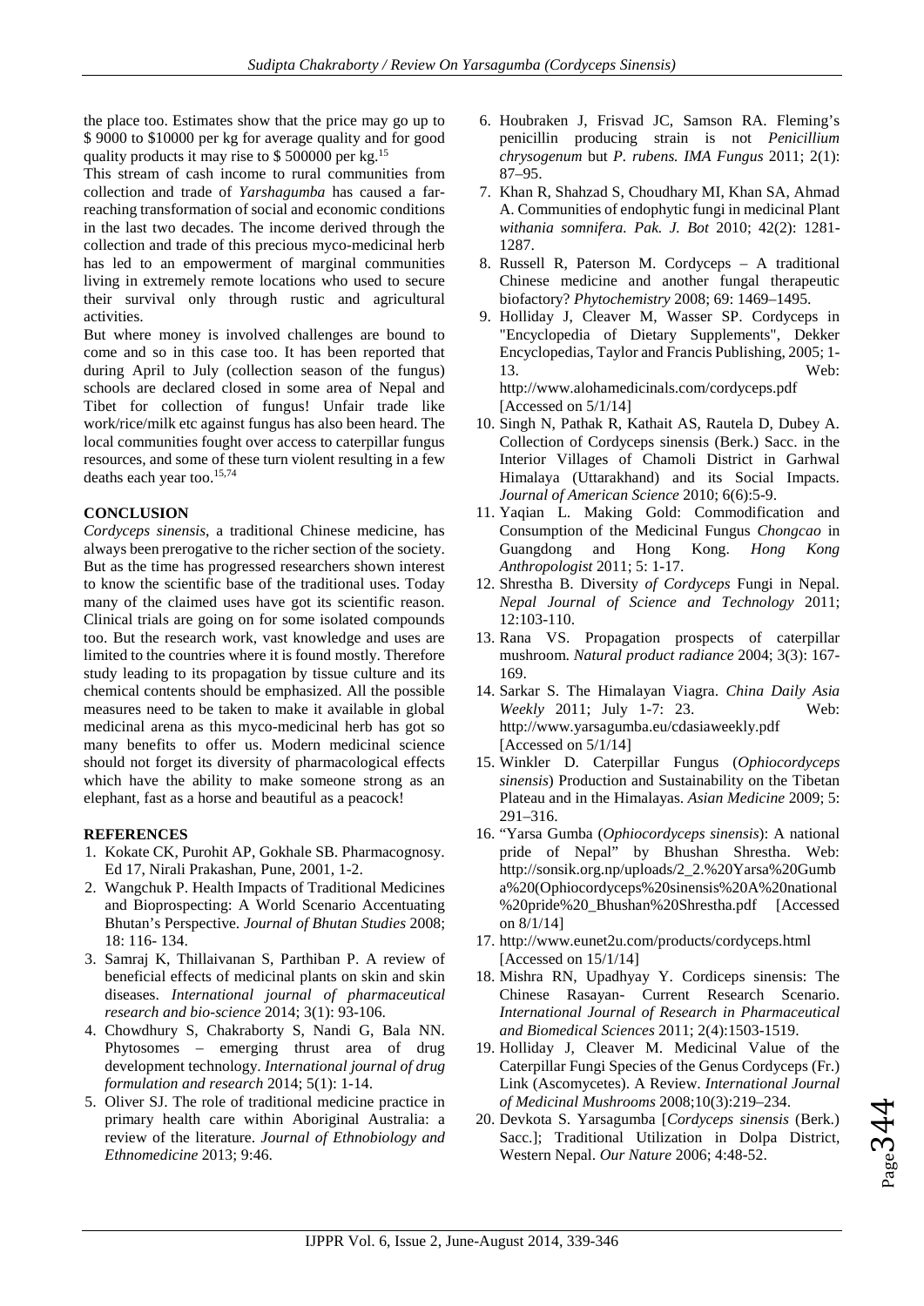the place too. Estimates show that the price may go up to $ 9000 to $10000 per kg for average quality and for good quality products it may rise to $ 500000 per kg.[15]

This stream of cash income to rural communities from collection and trade of *Yarshagumba* has caused a far-reaching transformation of social and economic conditions in the last two decades. The income derived through the collection and trade of this precious myco-medicinal herb has led to an empowerment of marginal communities living in extremely remote locations who used to secure their survival only through rustic and agricultural activities.

But where money is involved challenges are bound to come and so in this case too. It has been reported that during April to July (collection season of the fungus) schools are declared closed in some area of Nepal and Tibet for collection of fungus! Unfair trade like work/rice/milk etc against fungus has also been heard. The local communities fought over access to caterpillar fungus resources, and some of these turn violent resulting in a few deaths each year too.[15,74]

## CONCLUSION

*Cordyceps sinensis*, a traditional Chinese medicine, has always been prerogative to the richer section of the society. But as the time has progressed researchers shown interest to know the scientific base of the traditional uses. Today many of the claimed uses have got its scientific reason. Clinical trials are going on for some isolated compounds too. But the research work, vast knowledge and uses are limited to the countries where it is found mostly. Therefore study leading to its propagation by tissue culture and its chemical contents should be emphasized. All the possible measures need to be taken to make it available in global medicinal arena as this myco-medicinal herb has got so many benefits to offer us. Modern medicinal science should not forget its diversity of pharmacological effects which have the ability to make someone strong as an elephant, fast as a horse and beautiful as a peacock!

## REFERENCES

1. Kokate CK, Purohit AP, Gokhale SB. Pharmacognosy. Ed 17, Nirali Prakashan, Pune, 2001, 1-2.
2. Wangchuk P. Health Impacts of Traditional Medicines and Bioprospecting: A World Scenario Accentuating Bhutan's Perspective. *Journal of Bhutan Studies* 2008; 18: 116- 134.
3. Samraj K, Thillaivanan S, Parthiban P. A review of beneficial effects of medicinal plants on skin and skin diseases. *International journal of pharmaceutical research and bio-science* 2014; 3(1): 93-106.
4. Chowdhury S, Chakraborty S, Nandi G, Bala NN. Phytosomes – emerging thrust area of drug development technology. *International journal of drug formulation and research* 2014; 5(1): 1-14.
5. Oliver SJ. The role of traditional medicine practice in primary health care within Aboriginal Australia: a review of the literature. *Journal of Ethnobiology and Ethnomedicine* 2013; 9:46.
6. Houbraken J, Frisvad JC, Samson RA. Fleming's penicillin producing strain is not *Penicillium chrysogenum* but *P. rubens. IMA Fungus* 2011; 2(1): 87–95.
7. Khan R, Shahzad S, Choudhary MI, Khan SA, Ahmad A. Communities of endophytic fungi in medicinal Plant *withania somnifera. Pak. J. Bot* 2010; 42(2): 1281-1287.
8. Russell R, Paterson M. Cordyceps – A traditional Chinese medicine and another fungal therapeutic biofactory? *Phytochemistry* 2008; 69: 1469–1495.
9. Holliday J, Cleaver M, Wasser SP. Cordyceps in "Encyclopedia of Dietary Supplements", Dekker Encyclopedias, Taylor and Francis Publishing, 2005; 1-13. Web: http://www.alohamedicinals.com/cordyceps.pdf [Accessed on 5/1/14]
10. Singh N, Pathak R, Kathait AS, Rautela D, Dubey A. Collection of Cordyceps sinensis (Berk.) Sacc. in the Interior Villages of Chamoli District in Garhwal Himalaya (Uttarakhand) and its Social Impacts. *Journal of American Science* 2010; 6(6):5-9.
11. Yaqian L. Making Gold: Commodification and Consumption of the Medicinal Fungus *Chongcao* in Guangdong and Hong Kong. *Hong Kong Anthropologist* 2011; 5: 1-17.
12. Shrestha B. Diversity *of Cordyceps* Fungi in Nepal. *Nepal Journal of Science and Technology* 2011; 12:103-110.
13. Rana VS. Propagation prospects of caterpillar mushroom. *Natural product radiance* 2004; 3(3): 167-169.
14. Sarkar S. The Himalayan Viagra. *China Daily Asia Weekly* 2011; July 1-7: 23. Web: http://www.yarsagumba.eu/cdasiaweekly.pdf [Accessed on 5/1/14]
15. Winkler D. Caterpillar Fungus (*Ophiocordyceps sinensis*) Production and Sustainability on the Tibetan Plateau and in the Himalayas. *Asian Medicine* 2009; 5: 291–316.
16. "Yarsa Gumba (*Ophiocordyceps sinensis*): A national pride of Nepal" by Bhushan Shrestha. Web: http://sonsik.org.np/uploads/2_2.%20Yarsa%20Gumba%20(Ophiocordyceps%20sinensis%20A%20national%20pride%20_Bhushan%20Shrestha.pdf [Accessed on 8/1/14]
17. http://www.eunet2u.com/products/cordyceps.html [Accessed on 15/1/14]
18. Mishra RN, Upadhyay Y. Cordiceps sinensis: The Chinese Rasayan- Current Research Scenario. *International Journal of Research in Pharmaceutical and Biomedical Sciences* 2011; 2(4):1503-1519.
19. Holliday J, Cleaver M. Medicinal Value of the Caterpillar Fungi Species of the Genus Cordyceps (Fr.) Link (Ascomycetes). A Review. *International Journal of Medicinal Mushrooms* 2008;10(3):219–234.
20. Devkota S. Yarsagumba [*Cordyceps sinensis* (Berk.) Sacc.]; Traditional Utilization in Dolpa District, Western Nepal. *Our Nature* 2006; 4:48-52.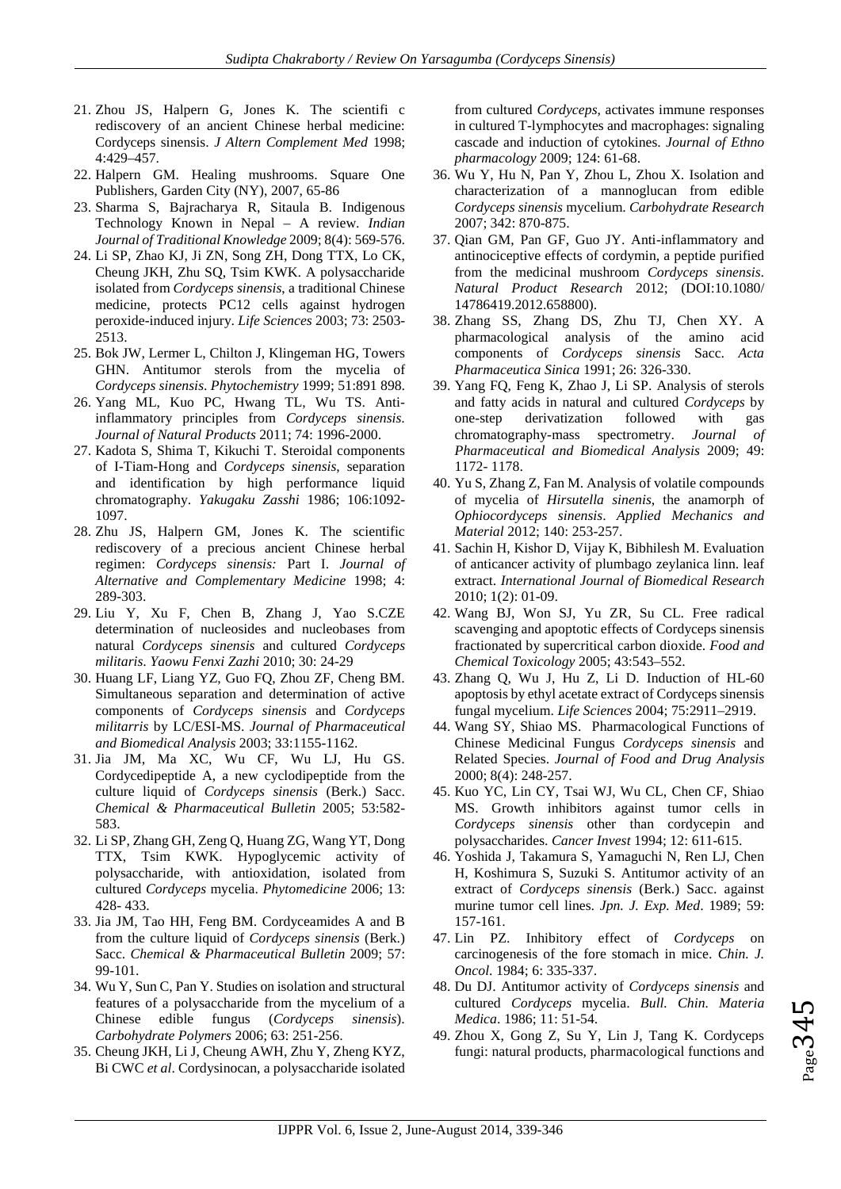21. Zhou JS, Halpern G, Jones K. The scientifi c rediscovery of an ancient Chinese herbal medicine: Cordyceps sinensis. *J Altern Complement Med* 1998; 4:429–457.
22. Halpern GM. Healing mushrooms. Square One Publishers, Garden City (NY), 2007, 65-86
23. Sharma S, Bajracharya R, Sitaula B. Indigenous Technology Known in Nepal – A review. *Indian Journal of Traditional Knowledge* 2009; 8(4): 569-576.
24. Li SP, Zhao KJ, Ji ZN, Song ZH, Dong TTX, Lo CK, Cheung JKH, Zhu SQ, Tsim KWK. A polysaccharide isolated from *Cordyceps sinensis*, a traditional Chinese medicine, protects PC12 cells against hydrogen peroxide-induced injury. *Life Sciences* 2003; 73: 2503-2513.
25. Bok JW, Lermer L, Chilton J, Klingeman HG, Towers GHN. Antitumor sterols from the mycelia of *Cordyceps sinensis*. *Phytochemistry* 1999; 51:891 898.
26. Yang ML, Kuo PC, Hwang TL, Wu TS. Anti-inflammatory principles from *Cordyceps sinensis*. *Journal of Natural Products* 2011; 74: 1996-2000.
27. Kadota S, Shima T, Kikuchi T. Steroidal components of I-Tiam-Hong and *Cordyceps sinensis*, separation and identification by high performance liquid chromatography. *Yakugaku Zasshi* 1986; 106:1092-1097.
28. Zhu JS, Halpern GM, Jones K. The scientific rediscovery of a precious ancient Chinese herbal regimen: *Cordyceps sinensis:* Part I. *Journal of Alternative and Complementary Medicine* 1998; 4: 289-303.
29. Liu Y, Xu F, Chen B, Zhang J, Yao S.CZE determination of nucleosides and nucleobases from natural *Cordyceps sinensis* and cultured *Cordyceps militaris*. *Yaowu Fenxi Zazhi* 2010; 30: 24-29
30. Huang LF, Liang YZ, Guo FQ, Zhou ZF, Cheng BM. Simultaneous separation and determination of active components of *Cordyceps sinensis* and *Cordyceps militarris* by LC/ESI-MS. *Journal of Pharmaceutical and Biomedical Analysis* 2003; 33:1155-1162.
31. Jia JM, Ma XC, Wu CF, Wu LJ, Hu GS. Cordycedipeptide A, a new cyclodipeptide from the culture liquid of *Cordyceps sinensis* (Berk.) Sacc. *Chemical & Pharmaceutical Bulletin* 2005; 53:582-583.
32. Li SP, Zhang GH, Zeng Q, Huang ZG, Wang YT, Dong TTX, Tsim KWK. Hypoglycemic activity of polysaccharide, with antioxidation, isolated from cultured *Cordyceps* mycelia. *Phytomedicine* 2006; 13: 428- 433.
33. Jia JM, Tao HH, Feng BM. Cordyceamides A and B from the culture liquid of *Cordyceps sinensis* (Berk.) Sacc. *Chemical & Pharmaceutical Bulletin* 2009; 57: 99-101.
34. Wu Y, Sun C, Pan Y. Studies on isolation and structural features of a polysaccharide from the mycelium of a Chinese edible fungus (*Cordyceps sinensis*). *Carbohydrate Polymers* 2006; 63: 251-256.
35. Cheung JKH, Li J, Cheung AWH, Zhu Y, Zheng KYZ, Bi CWC *et al*. Cordysinocan, a polysaccharide isolated from cultured *Cordyceps*, activates immune responses in cultured T-lymphocytes and macrophages: signaling cascade and induction of cytokines. *Journal of Ethno pharmacology* 2009; 124: 61-68.
36. Wu Y, Hu N, Pan Y, Zhou L, Zhou X. Isolation and characterization of a mannoglucan from edible *Cordyceps sinensis* mycelium. *Carbohydrate Research* 2007; 342: 870-875.
37. Qian GM, Pan GF, Guo JY. Anti-inflammatory and antinociceptive effects of cordymin, a peptide purified from the medicinal mushroom *Cordyceps sinensis*. *Natural Product Research* 2012; (DOI:10.1080/ 14786419.2012.658800).
38. Zhang SS, Zhang DS, Zhu TJ, Chen XY. A pharmacological analysis of the amino acid components of *Cordyceps sinensis* Sacc. *Acta Pharmaceutica Sinica* 1991; 26: 326-330.
39. Yang FQ, Feng K, Zhao J, Li SP. Analysis of sterols and fatty acids in natural and cultured *Cordyceps* by one-step derivatization followed with gas chromatography-mass spectrometry. *Journal of Pharmaceutical and Biomedical Analysis* 2009; 49: 1172- 1178.
40. Yu S, Zhang Z, Fan M. Analysis of volatile compounds of mycelia of *Hirsutella sinenis*, the anamorph of *Ophiocordyceps sinensis*. *Applied Mechanics and Material* 2012; 140: 253-257.
41. Sachin H, Kishor D, Vijay K, Bibhilesh M. Evaluation of anticancer activity of plumbago zeylanica linn. leaf extract. *International Journal of Biomedical Research* 2010; 1(2): 01-09.
42. Wang BJ, Won SJ, Yu ZR, Su CL. Free radical scavenging and apoptotic effects of Cordyceps sinensis fractionated by supercritical carbon dioxide. *Food and Chemical Toxicology* 2005; 43:543–552.
43. Zhang Q, Wu J, Hu Z, Li D. Induction of HL-60 apoptosis by ethyl acetate extract of Cordyceps sinensis fungal mycelium. *Life Sciences* 2004; 75:2911–2919.
44. Wang SY, Shiao MS. Pharmacological Functions of Chinese Medicinal Fungus *Cordyceps sinensis* and Related Species. *Journal of Food and Drug Analysis* 2000; 8(4): 248-257.
45. Kuo YC, Lin CY, Tsai WJ, Wu CL, Chen CF, Shiao MS. Growth inhibitors against tumor cells in *Cordyceps sinensis* other than cordycepin and polysaccharides. *Cancer Invest* 1994; 12: 611-615.
46. Yoshida J, Takamura S, Yamaguchi N, Ren LJ, Chen H, Koshimura S, Suzuki S. Antitumor activity of an extract of *Cordyceps sinensis* (Berk.) Sacc. against murine tumor cell lines. *Jpn. J. Exp. Med*. 1989; 59: 157-161.
47. Lin PZ. Inhibitory effect of *Cordyceps* on carcinogenesis of the fore stomach in mice. *Chin. J. Oncol.* 1984; 6: 335-337.
48. Du DJ. Antitumor activity of *Cordyceps sinensis* and cultured *Cordyceps* mycelia. *Bull. Chin. Materia Medica*. 1986; 11: 51-54.
49. Zhou X, Gong Z, Su Y, Lin J, Tang K. Cordyceps fungi: natural products, pharmacological functions and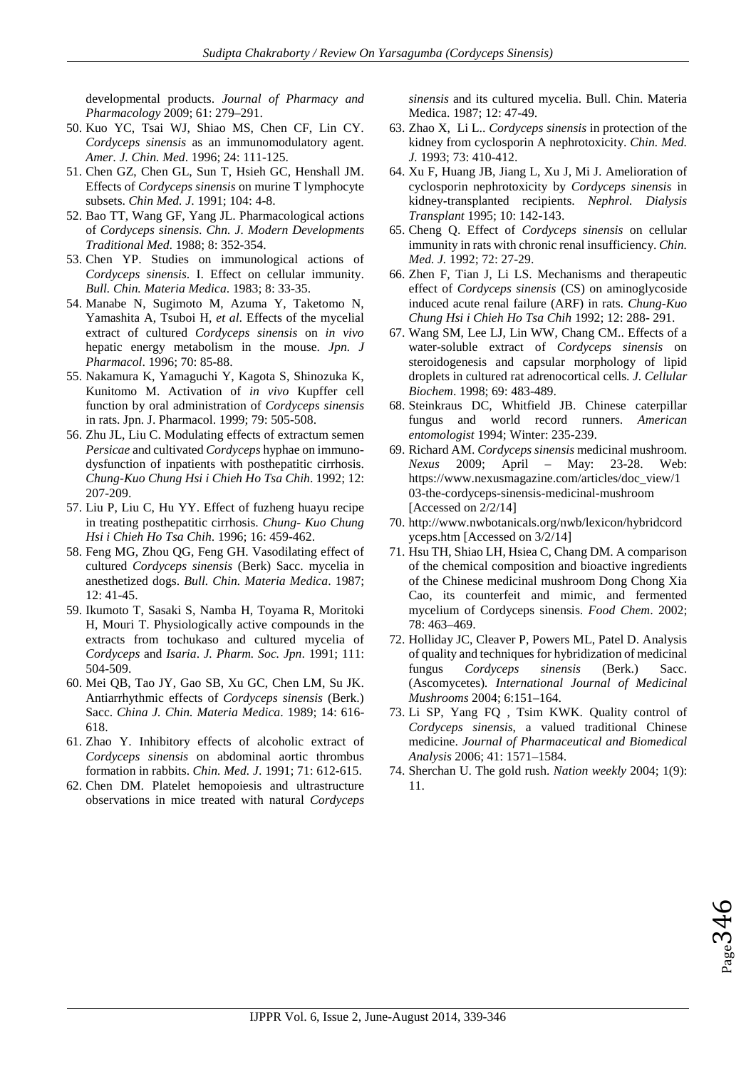developmental products. *Journal of Pharmacy and Pharmacology* 2009; 61: 279–291.

50. Kuo YC, Tsai WJ, Shiao MS, Chen CF, Lin CY. *Cordyceps sinensis* as an immunomodulatory agent. *Amer. J. Chin. Med*. 1996; 24: 111-125.
51. Chen GZ, Chen GL, Sun T, Hsieh GC, Henshall JM. Effects of *Cordyceps sinensis* on murine T lymphocyte subsets. *Chin Med. J*. 1991; 104: 4-8.
52. Bao TT, Wang GF, Yang JL. Pharmacological actions of *Cordyceps sinensis. Chn. J. Modern Developments Traditional Med.* 1988; 8: 352-354.
53. Chen YP. Studies on immunological actions of *Cordyceps sinensis*. I. Effect on cellular immunity. *Bull. Chin. Materia Medica*. 1983; 8: 33-35.
54. Manabe N, Sugimoto M, Azuma Y, Taketomo N, Yamashita A, Tsuboi H, *et al*. Effects of the mycelial extract of cultured *Cordyceps sinensis* on *in vivo* hepatic energy metabolism in the mouse. *Jpn. J Pharmacol*. 1996; 70: 85-88.
55. Nakamura K, Yamaguchi Y, Kagota S, Shinozuka K, Kunitomo M. Activation of *in vivo* Kupffer cell function by oral administration of *Cordyceps sinensis* in rats. Jpn. J. Pharmacol. 1999; 79: 505-508.
56. Zhu JL, Liu C. Modulating effects of extractum semen *Persicae* and cultivated *Cordyceps* hyphae on immuno-dysfunction of inpatients with posthepatitic cirrhosis. *Chung-Kuo Chung Hsi i Chieh Ho Tsa Chih*. 1992; 12: 207-209.
57. Liu P, Liu C, Hu YY. Effect of fuzheng huayu recipe in treating posthepatitic cirrhosis. *Chung- Kuo Chung Hsi i Chieh Ho Tsa Chih*. 1996; 16: 459-462.
58. Feng MG, Zhou QG, Feng GH. Vasodilating effect of cultured *Cordyceps sinensis* (Berk) Sacc. mycelia in anesthetized dogs. *Bull. Chin. Materia Medica*. 1987; 12: 41-45.
59. Ikumoto T, Sasaki S, Namba H, Toyama R, Moritoki H, Mouri T. Physiologically active compounds in the extracts from tochukaso and cultured mycelia of *Cordyceps* and *Isaria*. *J. Pharm. Soc. Jpn*. 1991; 111: 504-509.
60. Mei QB, Tao JY, Gao SB, Xu GC, Chen LM, Su JK. Antiarrhythmic effects of *Cordyceps sinensis* (Berk.) Sacc. *China J. Chin. Materia Medica*. 1989; 14: 616-618.
61. Zhao Y. Inhibitory effects of alcoholic extract of *Cordyceps sinensis* on abdominal aortic thrombus formation in rabbits. *Chin. Med. J*. 1991; 71: 612-615.
62. Chen DM. Platelet hemopoiesis and ultrastructure observations in mice treated with natural *Cordyceps sinensis* and its cultured mycelia. Bull. Chin. Materia Medica. 1987; 12: 47-49.
63. Zhao X, Li L.. *Cordyceps sinensis* in protection of the kidney from cyclosporin A nephrotoxicity. *Chin. Med. J.* 1993; 73: 410-412.
64. Xu F, Huang JB, Jiang L, Xu J, Mi J. Amelioration of cyclosporin nephrotoxicity by *Cordyceps sinensis* in kidney-transplanted recipients. *Nephrol. Dialysis Transplant* 1995; 10: 142-143.
65. Cheng Q. Effect of *Cordyceps sinensis* on cellular immunity in rats with chronic renal insufficiency. *Chin. Med. J.* 1992; 72: 27-29.
66. Zhen F, Tian J, Li LS. Mechanisms and therapeutic effect of *Cordyceps sinensis* (CS) on aminoglycoside induced acute renal failure (ARF) in rats. *Chung-Kuo Chung Hsi i Chieh Ho Tsa Chih* 1992; 12: 288- 291.
67. Wang SM, Lee LJ, Lin WW, Chang CM.. Effects of a water-soluble extract of *Cordyceps sinensis* on steroidogenesis and capsular morphology of lipid droplets in cultured rat adrenocortical cells. *J. Cellular Biochem*. 1998; 69: 483-489.
68. Steinkraus DC, Whitfield JB. Chinese caterpillar fungus and world record runners. *American entomologist* 1994; Winter: 235-239.
69. Richard AM. *Cordyceps sinensis* medicinal mushroom. *Nexus* 2009; April – May: 23-28. Web: https://www.nexusmagazine.com/articles/doc_view/103-the-cordyceps-sinensis-medicinal-mushroom [Accessed on 2/2/14]
70. http://www.nwbotanicals.org/nwb/lexicon/hybridcordyceps.htm [Accessed on 3/2/14]
71. Hsu TH, Shiao LH, Hsiea C, Chang DM. A comparison of the chemical composition and bioactive ingredients of the Chinese medicinal mushroom Dong Chong Xia Cao, its counterfeit and mimic, and fermented mycelium of Cordyceps sinensis. *Food Chem*. 2002; 78: 463–469.
72. Holliday JC, Cleaver P, Powers ML, Patel D. Analysis of quality and techniques for hybridization of medicinal fungus *Cordyceps sinensis* (Berk.) Sacc. (Ascomycetes). *International Journal of Medicinal Mushrooms* 2004; 6:151–164.
73. Li SP, Yang FQ , Tsim KWK. Quality control of *Cordyceps sinensis*, a valued traditional Chinese medicine. *Journal of Pharmaceutical and Biomedical Analysis* 2006; 41: 1571–1584.
74. Sherchan U. The gold rush. *Nation weekly* 2004; 1(9): 11.